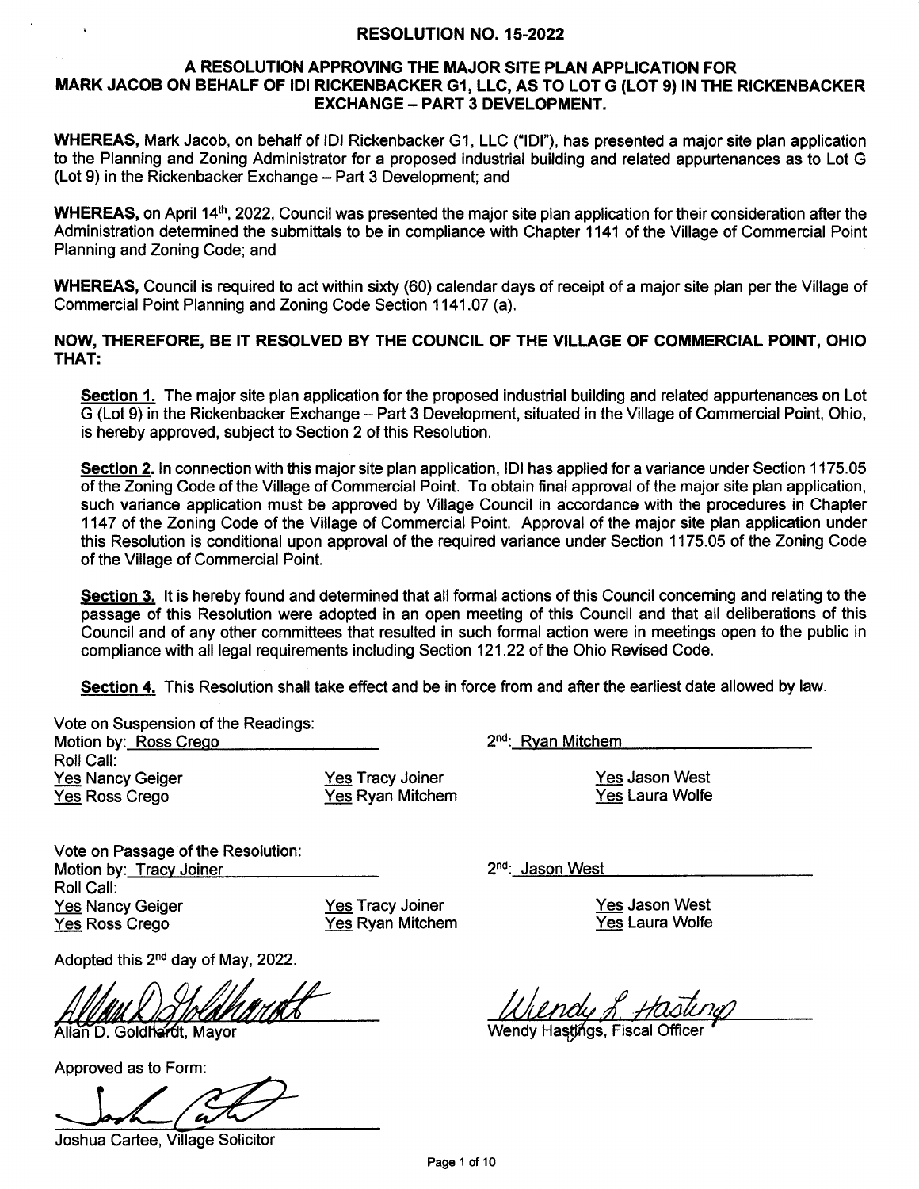# RESOLUTION NO. 15-2022

## A RESOLUTION APPROVING THE MAJOR SITE PLAN APPLICATION FOR MARK JACOB ON BEHALF OF IDI RICKENBACKER G1, LLC, AS TO LOT G (LOT 9) IN THE RICKENBACKER EXCHANGE – PART 3 DEVELOPMENT.

**WHEREAS,** Mark Jacob, on behalf of IDI Rickenbacker G1, LLC ("IDI"), has presented a major site plan application to the Planning and Zoning Administrator for a proposed industrial building and related appurtenances as to Lot G (Lot 9) in the Rickenbacker Exchange – Part 3 Development; and

**WHEREAS,** on April 14th, 2022, Council was presented the major site plan application for their consideration after the Administration determined the submittals to be in compliance with Chapter 1141 of the Village of Commercial Point Planning and Zoning Code; and

**WHEREAS,** Council is required to act within sixty (60) calendar days of receipt of a major site plan per the Village of Commercial Point Planning and Zoning Code Section 1141.07 (a).

**NOW, THEREFORE, BE IT RESOLVED BY THE COUNCIL OF THE VILLAGE OF COMMERCIAL POINT, OHIO THAT:**

**Section 1.** The major site plan application for the proposed industrial building and related appurtenances on Lot G (Lot 9) in the Rickenbacker Exchange – Part 3 Development, situated in the Village of Commercial Point, Ohio, is hereby approved, subject to Section 2 of this Resolution.

**Section 2.** In connection with this major site plan application, IDI has applied for a variance under Section 1175.05 of the Zoning Code of the Village of Commercial Point. To obtain final approval of the major site plan application, such variance application must be approved by Village Council in accordance with the procedures in Chapter 1147 of the Zoning Code of the Village of Commercial Point. Approval of the major site plan application under this Resolution is conditional upon approval of the required variance under Section 1175.05 of the Zoning Code of the Village of Commercial Point.

**Section 3.** It is hereby found and determined that all formal actions of this Council concerning and relating to the passage of this Resolution were adopted in an open meeting of this Council and that all deliberations of this Council and of any other committees that resulted in such formal action were in meetings open to the public in compliance with all legal requirements including Section 121.22 of the Ohio Revised Code.

**Section 4.** This Resolution shall take effect and be in force from and after the earliest date allowed by law.

Vote on Suspension of the Readings:
Motion by: Ross Crego — 2nd: Ryan Mitchem
Roll Call:
Yes Nancy Geiger — Yes Tracy Joiner — Yes Jason West
Yes Ross Crego — Yes Ryan Mitchem — Yes Laura Wolfe

Vote on Passage of the Resolution:
Motion by: Tracy Joiner — 2nd: Jason West
Roll Call:
Yes Nancy Geiger — Yes Tracy Joiner — Yes Jason West
Yes Ross Crego — Yes Ryan Mitchem — Yes Laura Wolfe

Adopted this 2nd day of May, 2022.

Allan D. Goldhardt, Mayor

Wendy Hastings, Fiscal Officer

Approved as to Form:

Joshua Cartee, Village Solicitor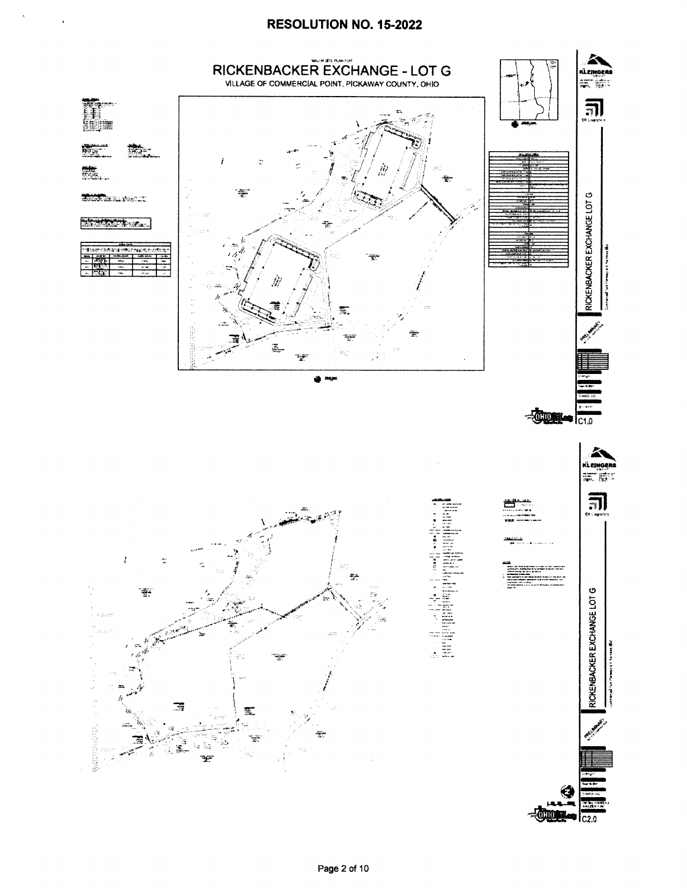# RESOLUTION NO. 15-2022

MAJOR SITE PLAN FOR

## RICKENBACKER EXCHANGE - LOT G

VILLAGE OF COMMERCIAL POINT, PICKAWAY COUNTY, OHIO

KLEINGERS

IDI Logistics

RICKENBACKER EXCHANGE LOT G

PRELIMINARY

C1.0

KLEINGERS

IDI Logistics

RICKENBACKER EXCHANGE LOT G

PRELIMINARY

C2.0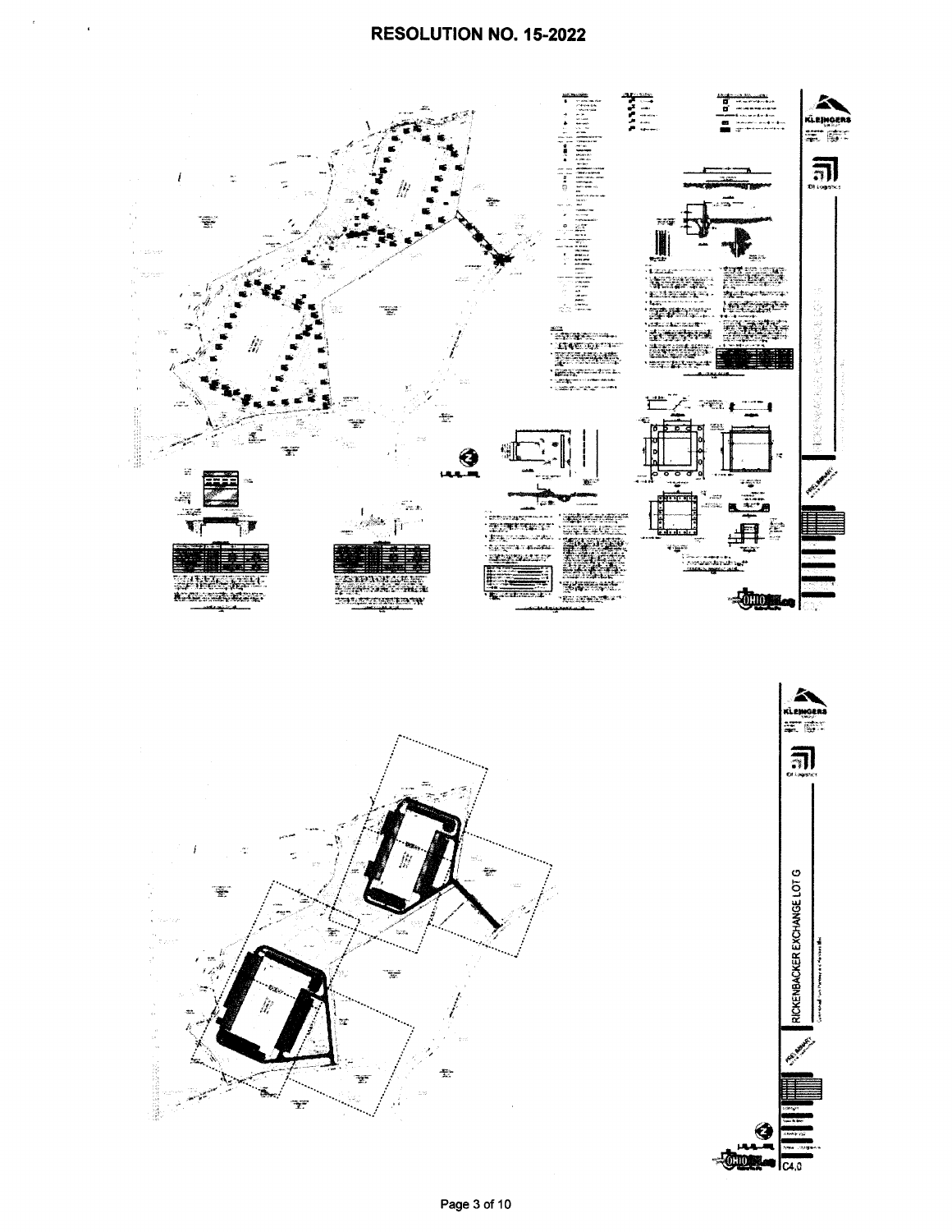# RESOLUTION NO. 15-2022

KLEINGERS

IDI Logistics

PRELIMINARY

RICKENBACKER EXCHANGE LOT G

C4.0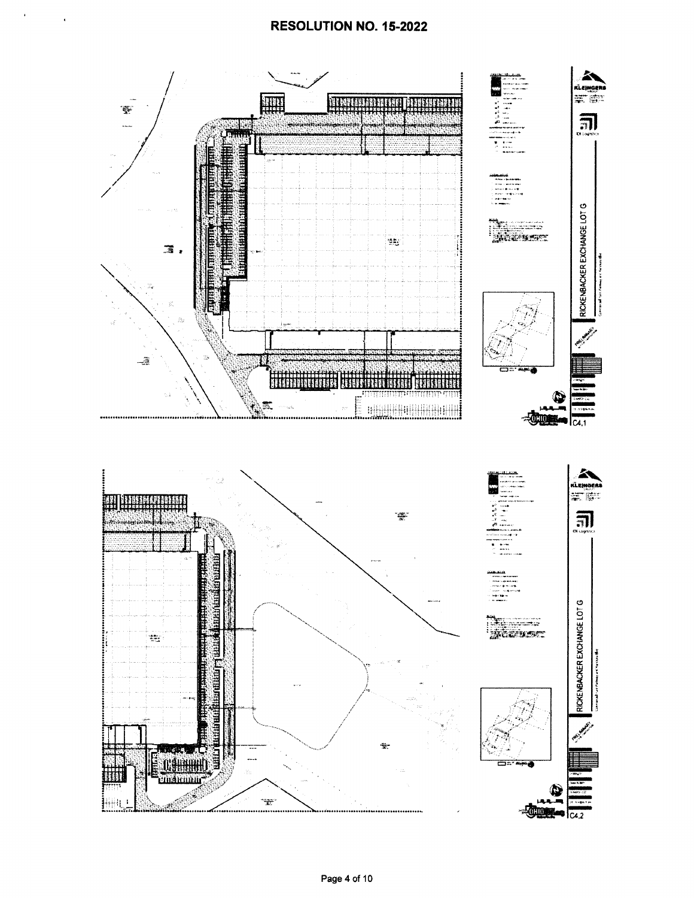# RESOLUTION NO. 15-2022

RICKENBACKER EXCHANGE LOT G

KLEINGERS

IDI Logistics

PRELIMINARY

C4.1

RICKENBACKER EXCHANGE LOT G

KLEINGERS

IDI Logistics

PRELIMINARY

C4.2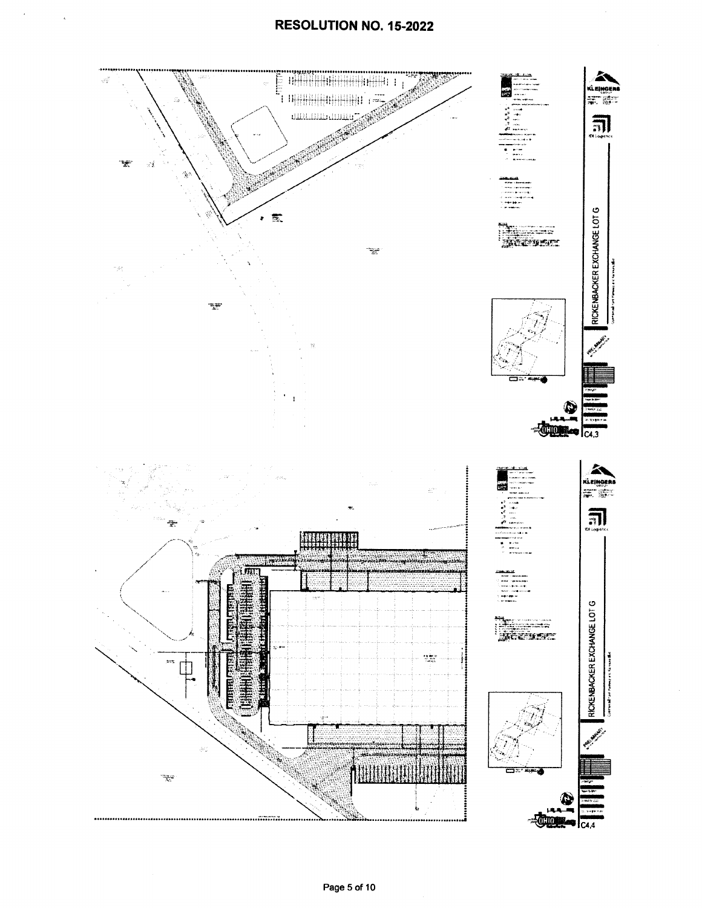# RESOLUTION NO. 15-2022

KLEINGERS GROUP

IDI Logistics

RICKENBACKER EXCHANGE LOT G

PRELIMINARY

C4.3

KLEINGERS GROUP

IDI Logistics

RICKENBACKER EXCHANGE LOT G

PRELIMINARY

C4.4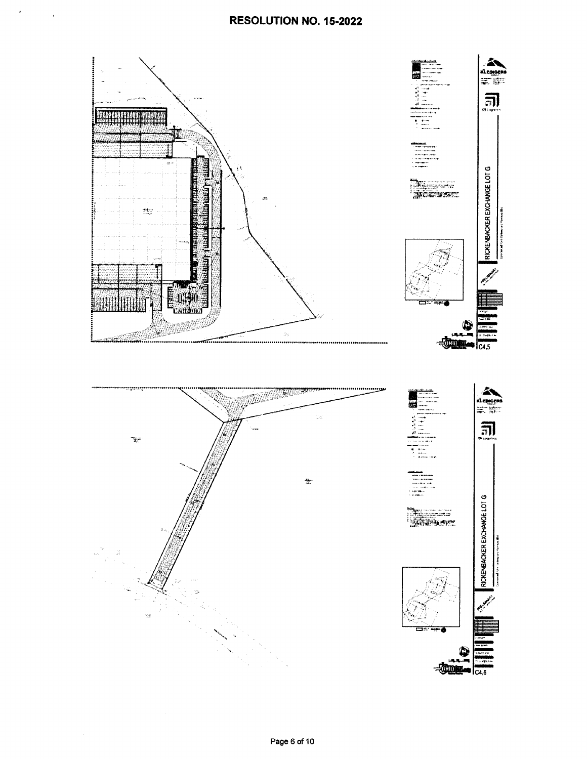# RESOLUTION NO. 15-2022

KLEINGERS

RICKENBACKER EXCHANGE LOT G

PRELIMINARY

C4.5

KLEINGERS

RICKENBACKER EXCHANGE LOT G

PRELIMINARY

C4.6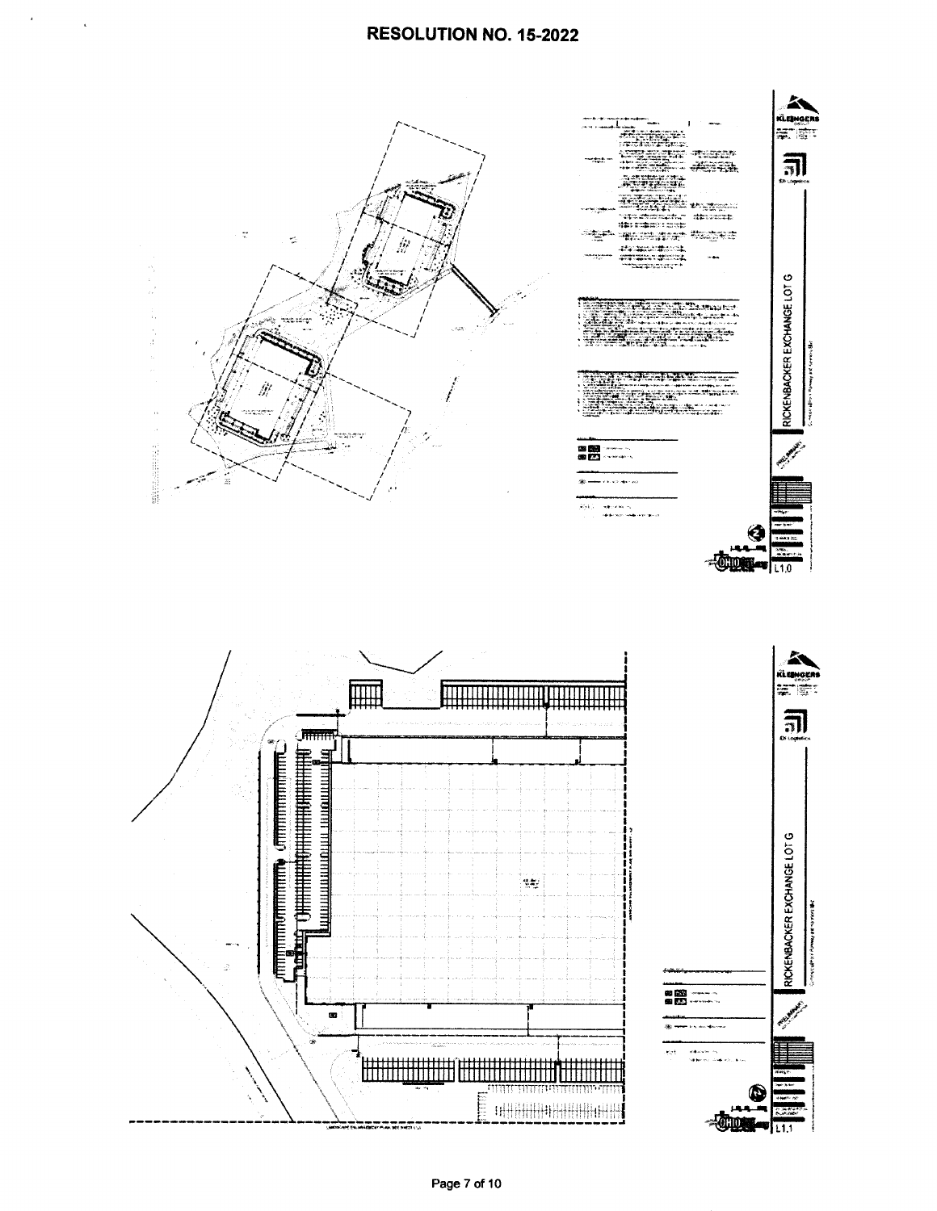# RESOLUTION NO. 15-2022

KLEINGERS GROUP

IDI Logistics

RICKENBACKER EXCHANGE LOT G

PRELIMINARY

L1.0

KLEINGERS GROUP

IDI Logistics

RICKENBACKER EXCHANGE LOT G

PRELIMINARY

L1.1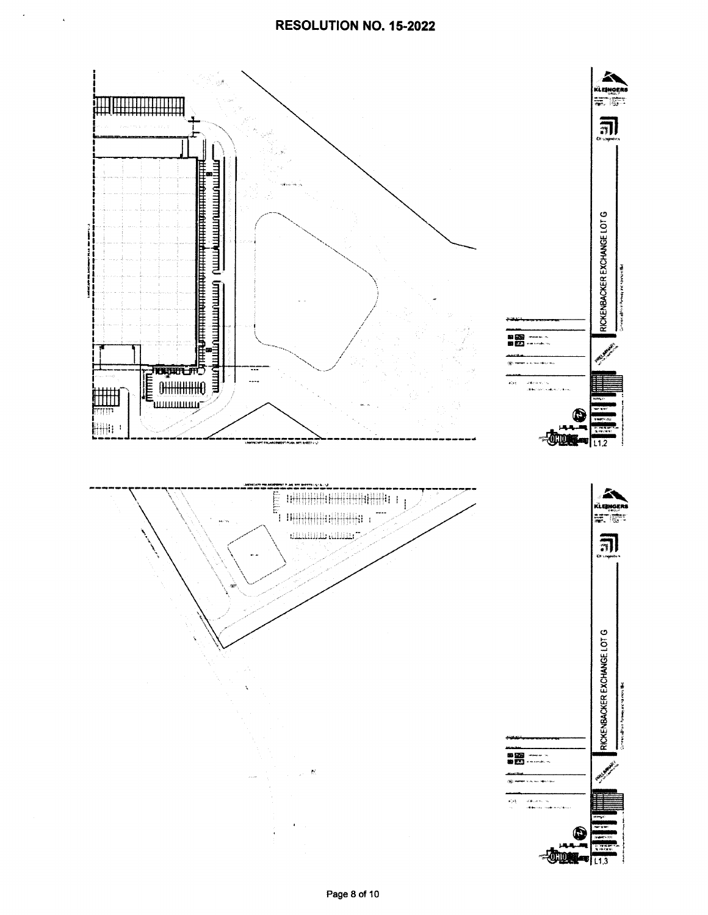# RESOLUTION NO. 15-2022

KLEINGERS GROUP

RICKENBACKER EXCHANGE LOT G

PRELIMINARY

L1.2

KLEINGERS GROUP

RICKENBACKER EXCHANGE LOT G

PRELIMINARY

L1.3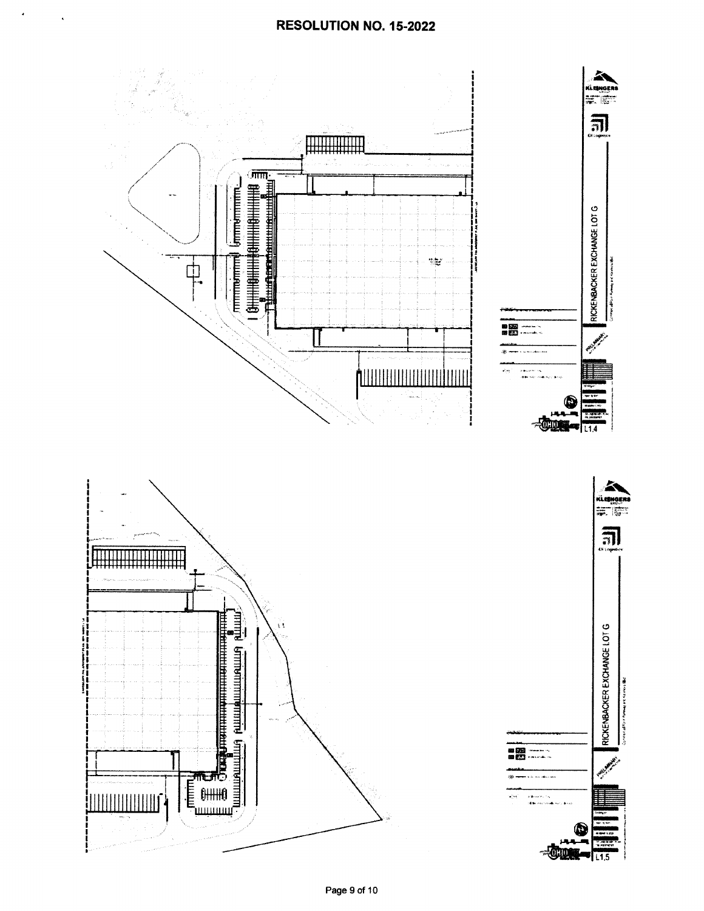# RESOLUTION NO. 15-2022

KLEINGERS GROUP

IDI Logistics

RICKENBACKER EXCHANGE LOT G

PRELIMINARY

L1.4

KLEINGERS GROUP

IDI Logistics

RICKENBACKER EXCHANGE LOT G

PRELIMINARY

L1.5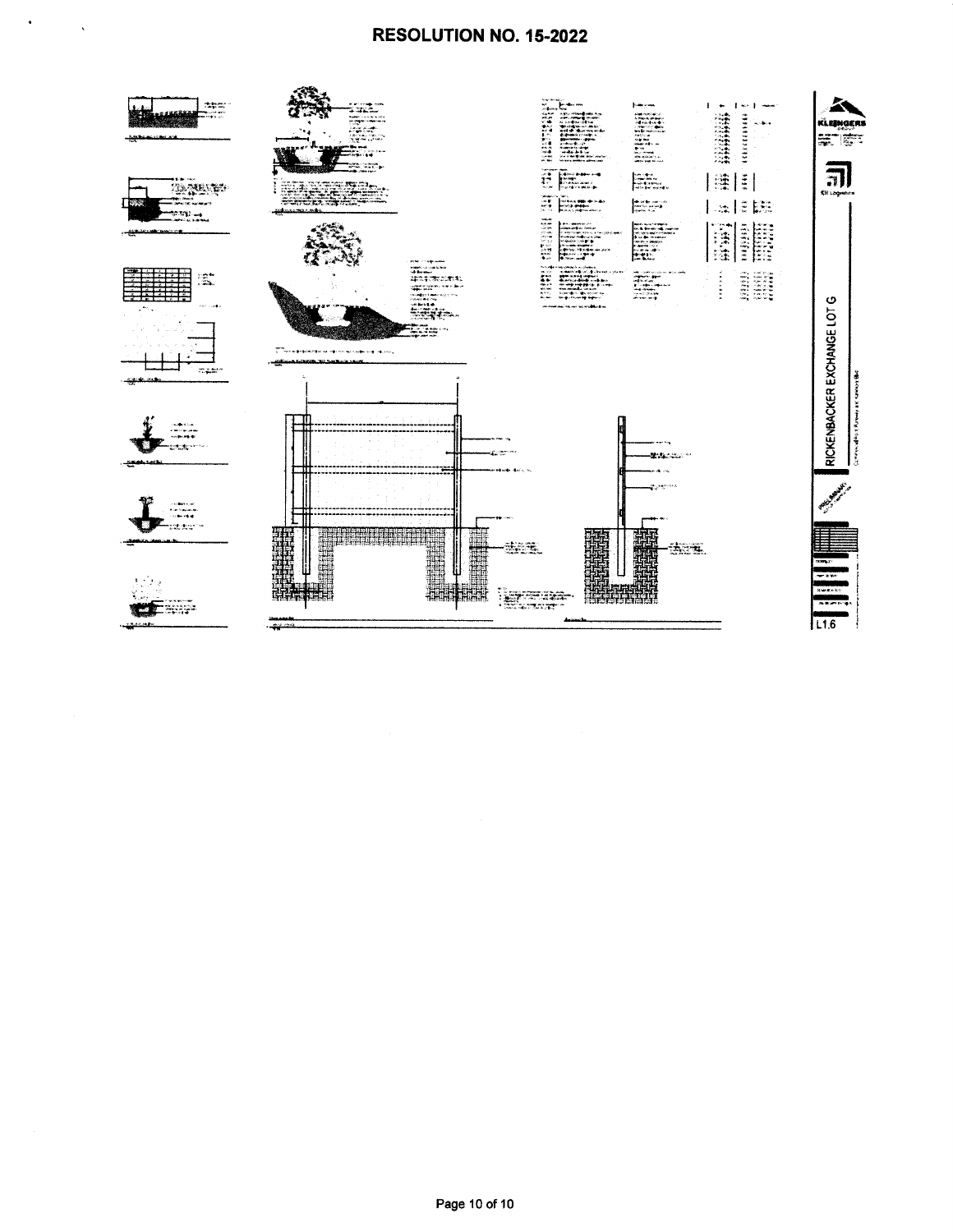# RESOLUTION NO. 15-2022

RICKENBACKER EXCHANGE LOT G

KLEINGERS

L1.6